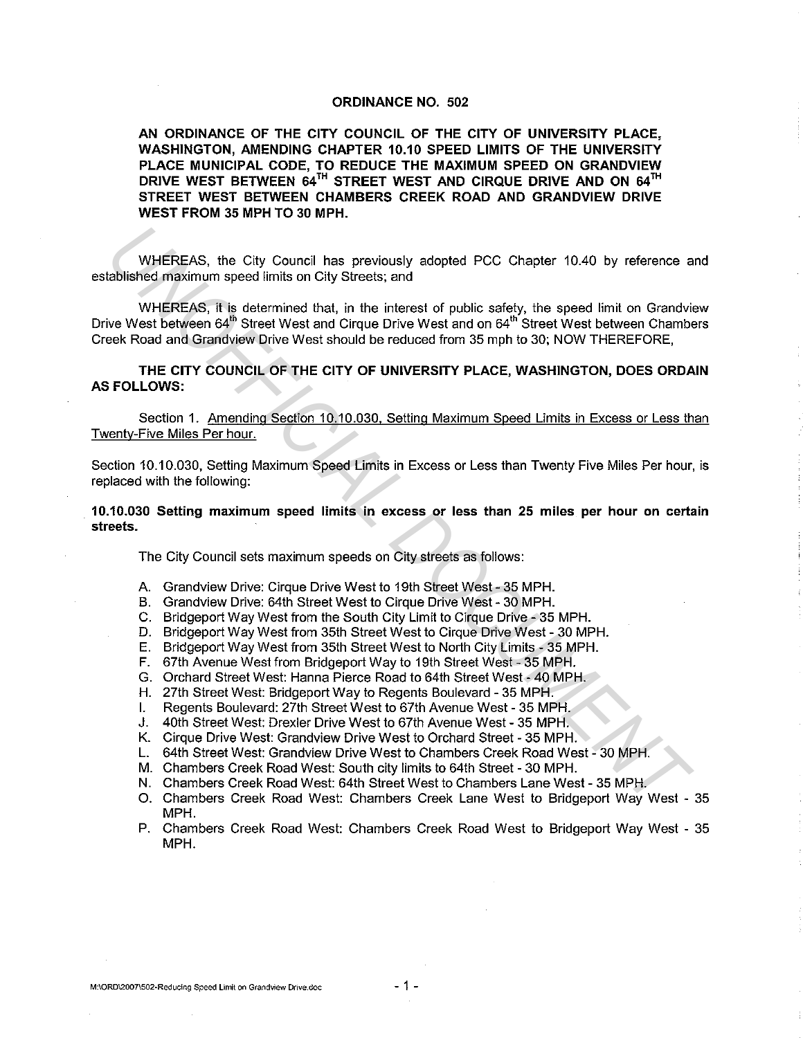# ORDINANCE NO. 502

**AN ORDINANCE OF THE CITY COUNCIL OF THE CITY OF UNIVERSITY PLACE, WASHINGTON, AMENDING CHAPTER 10.10 SPEED LIMITS OF THE UNIVERSITY PLACE MUNICIPAL CODE, TO REDUCE THE MAXIMUM SPEED ON GRANDVIEW DRIVE WEST BETWEEN 64TH STREET WEST AND CIRQUE DRIVE AND ON 64TH STREET WEST BETWEEN CHAMBERS CREEK ROAD AND GRANDVIEW DRIVE WEST FROM 35 MPH TO 30 MPH.**

WHEREAS, the City Council has previously adopted PCC Chapter 10.40 by reference and established maximum speed limits on City Streets; and

WHEREAS, it is determined that, in the interest of public safety, the speed limit on Grandview Drive West between 64th Street West and Cirque Drive West and on 64th Street West between Chambers Creek Road and Grandview Drive West should be reduced from 35 mph to 30; NOW THEREFORE,

**THE CITY COUNCIL OF THE CITY OF UNIVERSITY PLACE, WASHINGTON, DOES ORDAIN AS FOLLOWS:**

Section 1. Amending Section 10.10.030, Setting Maximum Speed Limits in Excess or Less than Twenty-Five Miles Per hour.

Section 10.10.030, Setting Maximum Speed Limits in Excess or Less than Twenty Five Miles Per hour, is replaced with the following:

**10.10.030 Setting maximum speed limits in excess or less than 25 miles per hour on certain streets.**

The City Council sets maximum speeds on City streets as follows:

A. Grandview Drive: Cirque Drive West to 19th Street West - 35 MPH.
B. Grandview Drive: 64th Street West to Cirque Drive West - 30 MPH.
C. Bridgeport Way West from the South City Limit to Cirque Drive - 35 MPH.
D. Bridgeport Way West from 35th Street West to Cirque Drive West - 30 MPH.
E. Bridgeport Way West from 35th Street West to North City Limits - 35 MPH.
F. 67th Avenue West from Bridgeport Way to 19th Street West - 35 MPH.
G. Orchard Street West: Hanna Pierce Road to 64th Street West - 40 MPH.
H. 27th Street West: Bridgeport Way to Regents Boulevard - 35 MPH.
I. Regents Boulevard: 27th Street West to 67th Avenue West - 35 MPH.
J. 40th Street West: Drexler Drive West to 67th Avenue West - 35 MPH.
K. Cirque Drive West: Grandview Drive West to Orchard Street - 35 MPH.
L. 64th Street West: Grandview Drive West to Chambers Creek Road West - 30 MPH.
M. Chambers Creek Road West: South city limits to 64th Street - 30 MPH.
N. Chambers Creek Road West: 64th Street West to Chambers Lane West - 35 MPH.
O. Chambers Creek Road West: Chambers Creek Lane West to Bridgeport Way West - 35 MPH.
P. Chambers Creek Road West: Chambers Creek Road West to Bridgeport Way West - 35 MPH.

M:\ORD\2007\502-Reducing Speed Limit on Grandview Drive.doc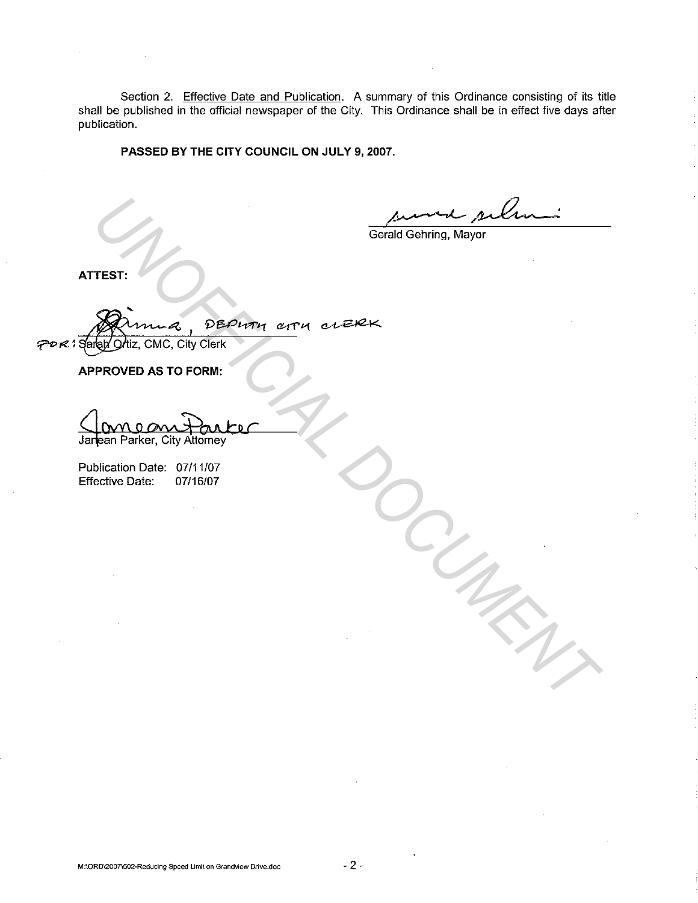Section 2. Effective Date and Publication. A summary of this Ordinance consisting of its title shall be published in the official newspaper of the City. This Ordinance shall be in effect five days after publication.

**PASSED BY THE CITY COUNCIL ON JULY 9, 2007.**

Gerald Gehring, Mayor

**ATTEST:**

DEPUTY CITY CLERK

FOR: Sarah Ortiz, CMC, City Clerk

**APPROVED AS TO FORM:**

Janean Parker, City Attorney

Publication Date: 07/11/07
Effective Date: 07/16/07

UNOFFICIAL DOCUMENT

M:\ORD\2007\502-Reducing Speed Limit on Grandview Drive.doc